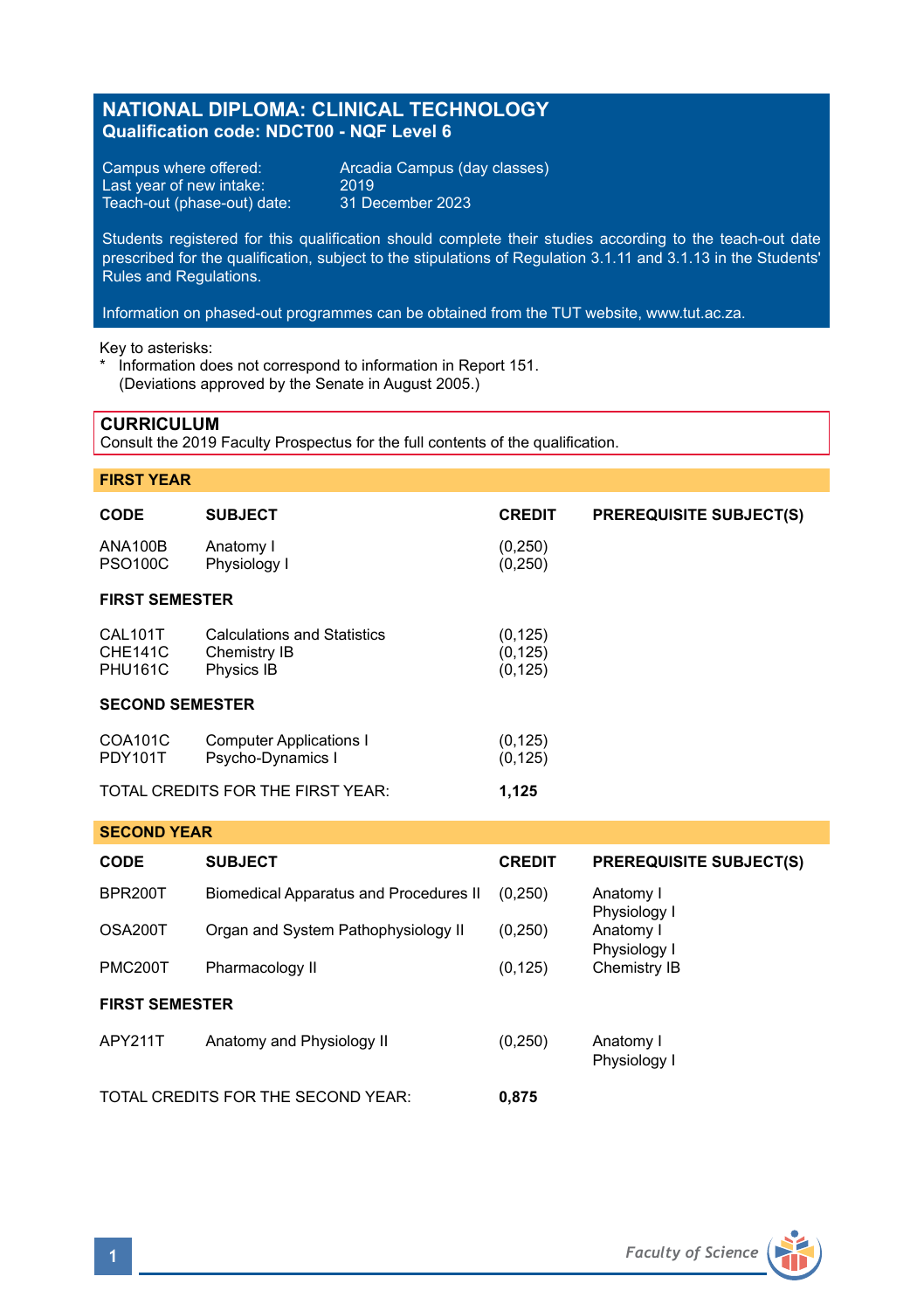# NATIONAL DIPLOMA: CLINICAL TECHNOLOGY

**Qualification code: NDCT00 - NQF Level 6**

Campus where offered: Arcadia Campus (day classes)
Last year of new intake: 2019
Teach-out (phase-out) date: 31 December 2023

Students registered for this qualification should complete their studies according to the teach-out date prescribed for the qualification, subject to the stipulations of Regulation 3.1.11 and 3.1.13 in the Students' Rules and Regulations.

Information on phased-out programmes can be obtained from the TUT website, www.tut.ac.za.

Key to asterisks:
\* Information does not correspond to information in Report 151. (Deviations approved by the Senate in August 2005.)

## CURRICULUM

Consult the 2019 Faculty Prospectus for the full contents of the qualification.

### FIRST YEAR

| CODE | SUBJECT | CREDIT | PREREQUISITE SUBJECT(S) |
|---|---|---|---|
| ANA100B | Anatomy I | (0,250) | |
| PSO100C | Physiology I | (0,250) | |
| **FIRST SEMESTER** | | | |
| CAL101T | Calculations and Statistics | (0,125) | |
| CHE141C | Chemistry IB | (0,125) | |
| PHU161C | Physics IB | (0,125) | |
| **SECOND SEMESTER** | | | |
| COA101C | Computer Applications I | (0,125) | |
| PDY101T | Psycho-Dynamics I | (0,125) | |
| TOTAL CREDITS FOR THE FIRST YEAR: | | **1,125** | |

### SECOND YEAR

| CODE | SUBJECT | CREDIT | PREREQUISITE SUBJECT(S) |
|---|---|---|---|
| BPR200T | Biomedical Apparatus and Procedures II | (0,250) | Anatomy I<br>Physiology I |
| OSA200T | Organ and System Pathophysiology II | (0,250) | Anatomy I<br>Physiology I |
| PMC200T | Pharmacology II | (0,125) | Chemistry IB |
| **FIRST SEMESTER** | | | |
| APY211T | Anatomy and Physiology II | (0,250) | Anatomy I<br>Physiology I |
| TOTAL CREDITS FOR THE SECOND YEAR: | | **0,875** | |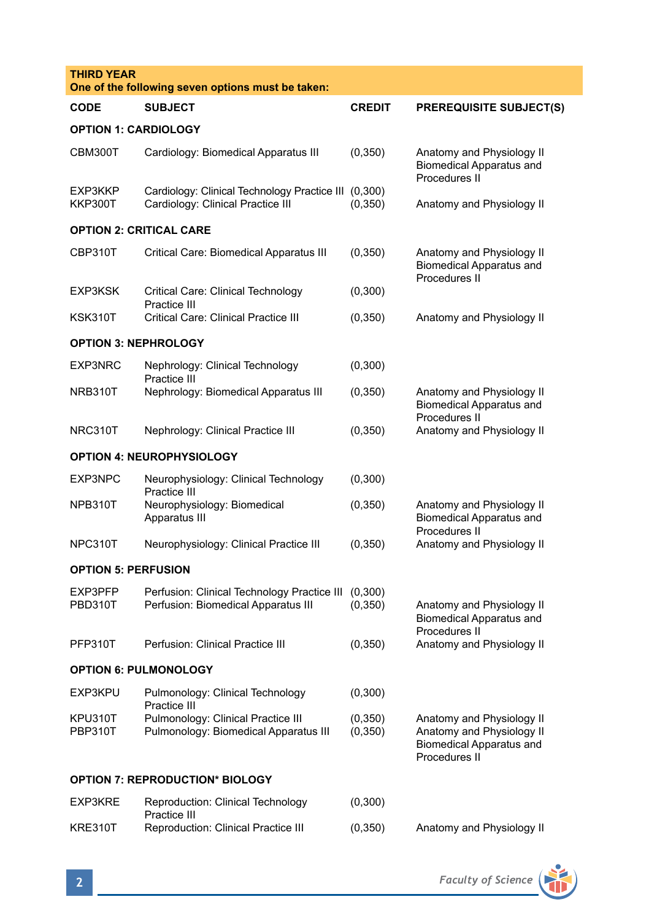**THIRD YEAR**
**One of the following seven options must be taken:**

| CODE | SUBJECT | CREDIT | PREREQUISITE SUBJECT(S) |
|---|---|---|---|
| **OPTION 1: CARDIOLOGY** | | | |
| CBM300T | Cardiology: Biomedical Apparatus III | (0,350) | Anatomy and Physiology II<br>Biomedical Apparatus and Procedures II |
| EXP3KKP | Cardiology: Clinical Technology Practice III | (0,300) | |
| KKP300T | Cardiology: Clinical Practice III | (0,350) | Anatomy and Physiology II |
| **OPTION 2: CRITICAL CARE** | | | |
| CBP310T | Critical Care: Biomedical Apparatus III | (0,350) | Anatomy and Physiology II<br>Biomedical Apparatus and Procedures II |
| EXP3KSK | Critical Care: Clinical Technology Practice III | (0,300) | |
| KSK310T | Critical Care: Clinical Practice III | (0,350) | Anatomy and Physiology II |
| **OPTION 3: NEPHROLOGY** | | | |
| EXP3NRC | Nephrology: Clinical Technology Practice III | (0,300) | |
| NRB310T | Nephrology: Biomedical Apparatus III | (0,350) | Anatomy and Physiology II<br>Biomedical Apparatus and Procedures II |
| NRC310T | Nephrology: Clinical Practice III | (0,350) | Anatomy and Physiology II |
| **OPTION 4: NEUROPHYSIOLOGY** | | | |
| EXP3NPC | Neurophysiology: Clinical Technology Practice III | (0,300) | |
| NPB310T | Neurophysiology: Biomedical Apparatus III | (0,350) | Anatomy and Physiology II<br>Biomedical Apparatus and Procedures II |
| NPC310T | Neurophysiology: Clinical Practice III | (0,350) | Anatomy and Physiology II |
| **OPTION 5: PERFUSION** | | | |
| EXP3PFP | Perfusion: Clinical Technology Practice III | (0,300) | |
| PBD310T | Perfusion: Biomedical Apparatus III | (0,350) | Anatomy and Physiology II<br>Biomedical Apparatus and Procedures II |
| PFP310T | Perfusion: Clinical Practice III | (0,350) | Anatomy and Physiology II |
| **OPTION 6: PULMONOLOGY** | | | |
| EXP3KPU | Pulmonology: Clinical Technology Practice III | (0,300) | |
| KPU310T | Pulmonology: Clinical Practice III | (0,350) | Anatomy and Physiology II |
| PBP310T | Pulmonology: Biomedical Apparatus III | (0,350) | Anatomy and Physiology II<br>Biomedical Apparatus and Procedures II |
| **OPTION 7: REPRODUCTION* BIOLOGY** | | | |
| EXP3KRE | Reproduction: Clinical Technology Practice III | (0,300) | |
| KRE310T | Reproduction: Clinical Practice III | (0,350) | Anatomy and Physiology II |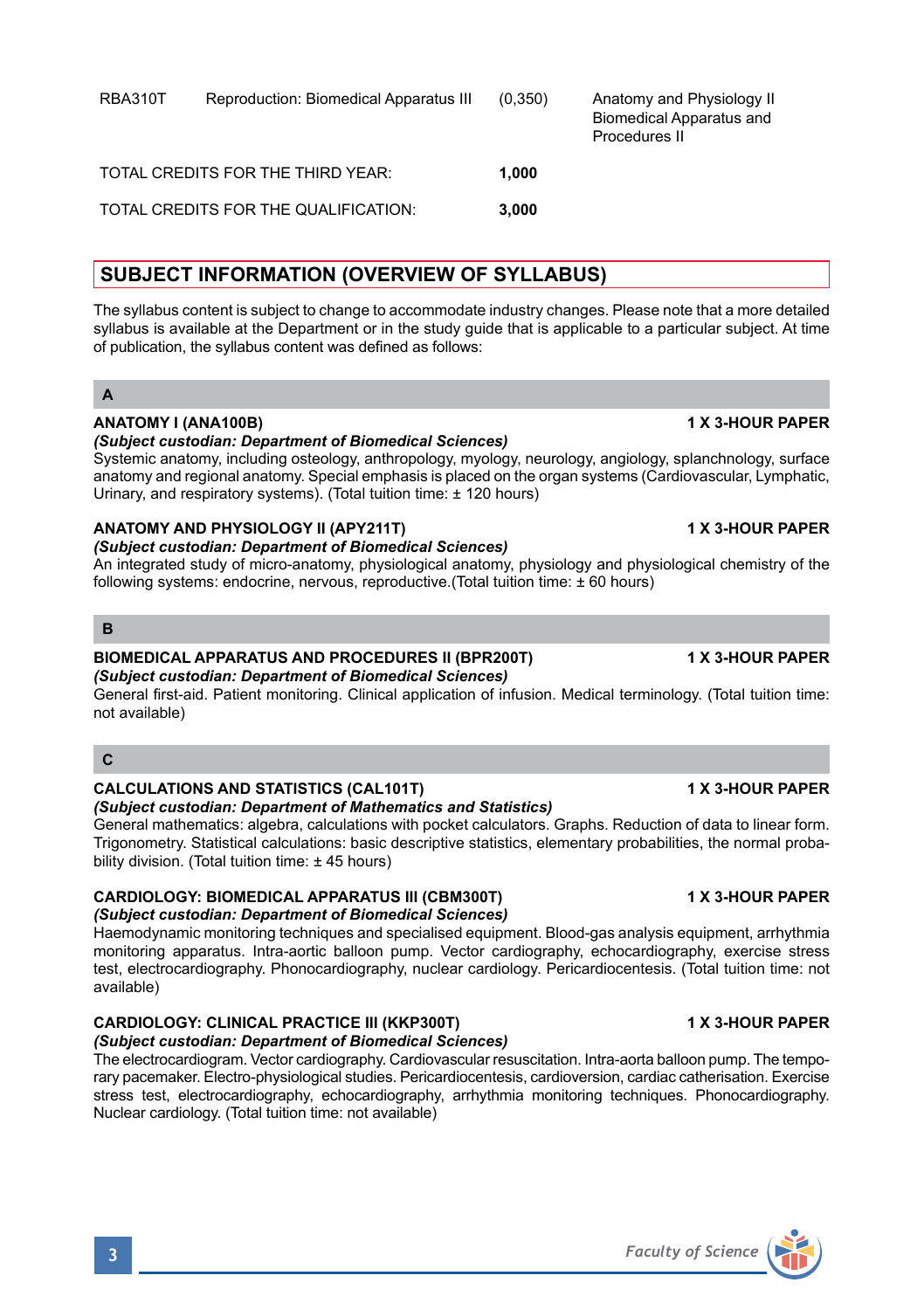| | | | |
|---|---|---|---|
| RBA310T | Reproduction: Biomedical Apparatus III | (0,350) | Anatomy and Physiology II<br>Biomedical Apparatus and Procedures II |
| TOTAL CREDITS FOR THE THIRD YEAR: | | **1,000** | |
| TOTAL CREDITS FOR THE QUALIFICATION: | | **3,000** | |

## SUBJECT INFORMATION (OVERVIEW OF SYLLABUS)

The syllabus content is subject to change to accommodate industry changes. Please note that a more detailed syllabus is available at the Department or in the study guide that is applicable to a particular subject. At time of publication, the syllabus content was defined as follows:

### A

**ANATOMY I (ANA100B)** **1 X 3-HOUR PAPER**
***(Subject custodian: Department of Biomedical Sciences)***
Systemic anatomy, including osteology, anthropology, myology, neurology, angiology, splanchnology, surface anatomy and regional anatomy. Special emphasis is placed on the organ systems (Cardiovascular, Lymphatic, Urinary, and respiratory systems). (Total tuition time: ± 120 hours)

**ANATOMY AND PHYSIOLOGY II (APY211T)** **1 X 3-HOUR PAPER**
***(Subject custodian: Department of Biomedical Sciences)***
An integrated study of micro-anatomy, physiological anatomy, physiology and physiological chemistry of the following systems: endocrine, nervous, reproductive.(Total tuition time: ± 60 hours)

### B

**BIOMEDICAL APPARATUS AND PROCEDURES II (BPR200T)** **1 X 3-HOUR PAPER**
***(Subject custodian: Department of Biomedical Sciences)***
General first-aid. Patient monitoring. Clinical application of infusion. Medical terminology. (Total tuition time: not available)

### C

**CALCULATIONS AND STATISTICS (CAL101T)** **1 X 3-HOUR PAPER**
***(Subject custodian: Department of Mathematics and Statistics)***
General mathematics: algebra, calculations with pocket calculators. Graphs. Reduction of data to linear form. Trigonometry. Statistical calculations: basic descriptive statistics, elementary probabilities, the normal probability division. (Total tuition time: ± 45 hours)

**CARDIOLOGY: BIOMEDICAL APPARATUS III (CBM300T)** **1 X 3-HOUR PAPER**
***(Subject custodian: Department of Biomedical Sciences)***
Haemodynamic monitoring techniques and specialised equipment. Blood-gas analysis equipment, arrhythmia monitoring apparatus. Intra-aortic balloon pump. Vector cardiography, echocardiography, exercise stress test, electrocardiography. Phonocardiography, nuclear cardiology. Pericardiocentesis. (Total tuition time: not available)

**CARDIOLOGY: CLINICAL PRACTICE III (KKP300T)** **1 X 3-HOUR PAPER**
***(Subject custodian: Department of Biomedical Sciences)***
The electrocardiogram. Vector cardiography. Cardiovascular resuscitation. Intra-aorta balloon pump. The temporary pacemaker. Electro-physiological studies. Pericardiocentesis, cardioversion, cardiac catherisation. Exercise stress test, electrocardiography, echocardiography, arrhythmia monitoring techniques. Phonocardiography. Nuclear cardiology. (Total tuition time: not available)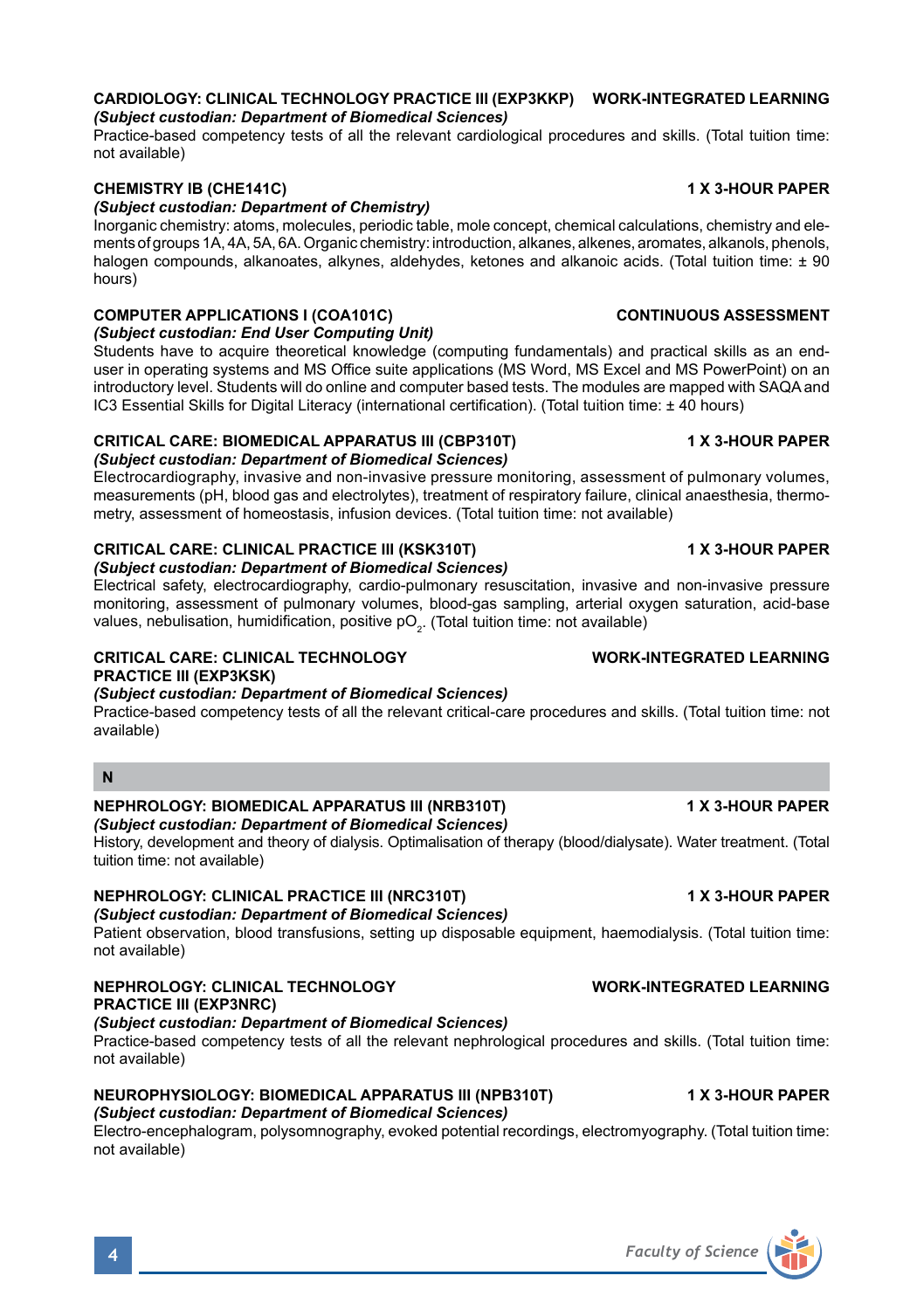### CARDIOLOGY: CLINICAL TECHNOLOGY PRACTICE III (EXP3KKP) WORK-INTEGRATED LEARNING

*(Subject custodian: Department of Biomedical Sciences)*

Practice-based competency tests of all the relevant cardiological procedures and skills. (Total tuition time: not available)

### CHEMISTRY IB (CHE141C) 1 X 3-HOUR PAPER

*(Subject custodian: Department of Chemistry)*

Inorganic chemistry: atoms, molecules, periodic table, mole concept, chemical calculations, chemistry and elements of groups 1A, 4A, 5A, 6A. Organic chemistry: introduction, alkanes, alkenes, aromates, alkanols, phenols, halogen compounds, alkanoates, alkynes, aldehydes, ketones and alkanoic acids. (Total tuition time: ± 90 hours)

### COMPUTER APPLICATIONS I (COA101C) CONTINUOUS ASSESSMENT

*(Subject custodian: End User Computing Unit)*

Students have to acquire theoretical knowledge (computing fundamentals) and practical skills as an end-user in operating systems and MS Office suite applications (MS Word, MS Excel and MS PowerPoint) on an introductory level. Students will do online and computer based tests. The modules are mapped with SAQA and IC3 Essential Skills for Digital Literacy (international certification). (Total tuition time: ± 40 hours)

### CRITICAL CARE: BIOMEDICAL APPARATUS III (CBP310T) 1 X 3-HOUR PAPER

*(Subject custodian: Department of Biomedical Sciences)*

Electrocardiography, invasive and non-invasive pressure monitoring, assessment of pulmonary volumes, measurements (pH, blood gas and electrolytes), treatment of respiratory failure, clinical anaesthesia, thermometry, assessment of homeostasis, infusion devices. (Total tuition time: not available)

### CRITICAL CARE: CLINICAL PRACTICE III (KSK310T) 1 X 3-HOUR PAPER

*(Subject custodian: Department of Biomedical Sciences)*

Electrical safety, electrocardiography, cardio-pulmonary resuscitation, invasive and non-invasive pressure monitoring, assessment of pulmonary volumes, blood-gas sampling, arterial oxygen saturation, acid-base values, nebulisation, humidification, positive $pO_2$. (Total tuition time: not available)

### CRITICAL CARE: CLINICAL TECHNOLOGY PRACTICE III (EXP3KSK) WORK-INTEGRATED LEARNING

*(Subject custodian: Department of Biomedical Sciences)*

Practice-based competency tests of all the relevant critical-care procedures and skills. (Total tuition time: not available)

## N

### NEPHROLOGY: BIOMEDICAL APPARATUS III (NRB310T) 1 X 3-HOUR PAPER

*(Subject custodian: Department of Biomedical Sciences)*

History, development and theory of dialysis. Optimalisation of therapy (blood/dialysate). Water treatment. (Total tuition time: not available)

### NEPHROLOGY: CLINICAL PRACTICE III (NRC310T) 1 X 3-HOUR PAPER

*(Subject custodian: Department of Biomedical Sciences)*

Patient observation, blood transfusions, setting up disposable equipment, haemodialysis. (Total tuition time: not available)

### NEPHROLOGY: CLINICAL TECHNOLOGY PRACTICE III (EXP3NRC) WORK-INTEGRATED LEARNING

*(Subject custodian: Department of Biomedical Sciences)*

Practice-based competency tests of all the relevant nephrological procedures and skills. (Total tuition time: not available)

### NEUROPHYSIOLOGY: BIOMEDICAL APPARATUS III (NPB310T) 1 X 3-HOUR PAPER

*(Subject custodian: Department of Biomedical Sciences)*

Electro-encephalogram, polysomnography, evoked potential recordings, electromyography. (Total tuition time: not available)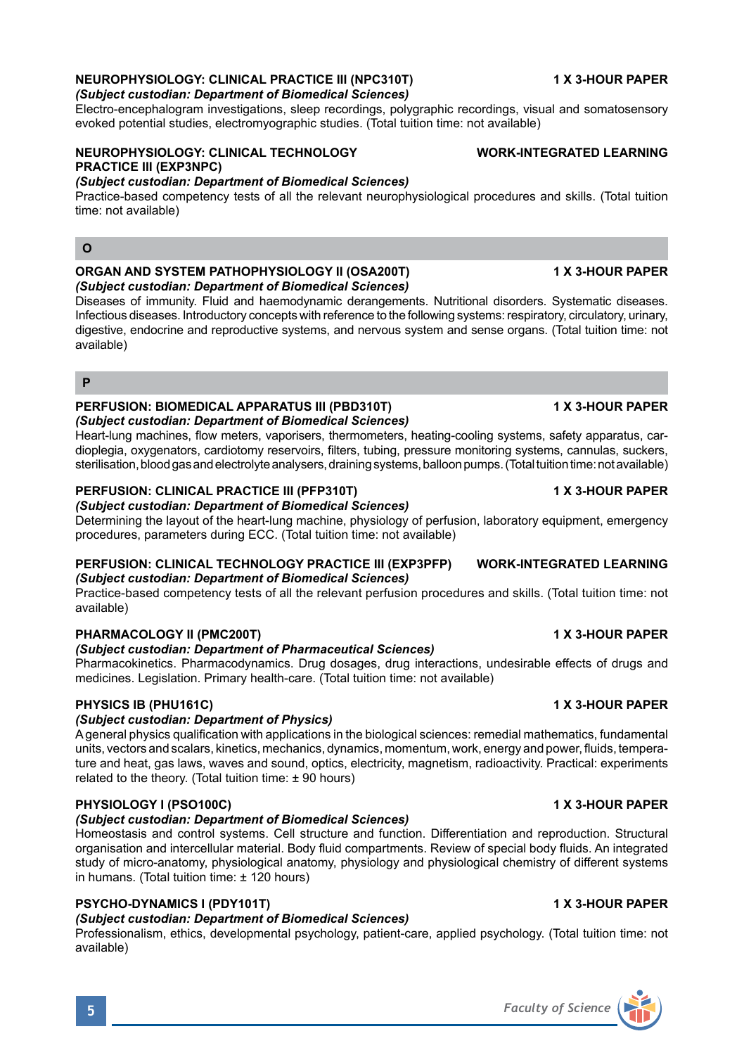**NEUROPHYSIOLOGY: CLINICAL PRACTICE III (NPC310T)** **1 X 3-HOUR PAPER**
***(Subject custodian: Department of Biomedical Sciences)***
Electro-encephalogram investigations, sleep recordings, polygraphic recordings, visual and somatosensory evoked potential studies, electromyographic studies. (Total tuition time: not available)

**NEUROPHYSIOLOGY: CLINICAL TECHNOLOGY PRACTICE III (EXP3NPC)** **WORK-INTEGRATED LEARNING**
***(Subject custodian: Department of Biomedical Sciences)***
Practice-based competency tests of all the relevant neurophysiological procedures and skills. (Total tuition time: not available)

## O

**ORGAN AND SYSTEM PATHOPHYSIOLOGY II (OSA200T)** **1 X 3-HOUR PAPER**
***(Subject custodian: Department of Biomedical Sciences)***
Diseases of immunity. Fluid and haemodynamic derangements. Nutritional disorders. Systematic diseases. Infectious diseases. Introductory concepts with reference to the following systems: respiratory, circulatory, urinary, digestive, endocrine and reproductive systems, and nervous system and sense organs. (Total tuition time: not available)

## P

**PERFUSION: BIOMEDICAL APPARATUS III (PBD310T)** **1 X 3-HOUR PAPER**
***(Subject custodian: Department of Biomedical Sciences)***
Heart-lung machines, flow meters, vaporisers, thermometers, heating-cooling systems, safety apparatus, cardioplegia, oxygenators, cardiotomy reservoirs, filters, tubing, pressure monitoring systems, cannulas, suckers, sterilisation, blood gas and electrolyte analysers, draining systems, balloon pumps. (Total tuition time: not available)

**PERFUSION: CLINICAL PRACTICE III (PFP310T)** **1 X 3-HOUR PAPER**
***(Subject custodian: Department of Biomedical Sciences)***
Determining the layout of the heart-lung machine, physiology of perfusion, laboratory equipment, emergency procedures, parameters during ECC. (Total tuition time: not available)

**PERFUSION: CLINICAL TECHNOLOGY PRACTICE III (EXP3PFP)** **WORK-INTEGRATED LEARNING**
***(Subject custodian: Department of Biomedical Sciences)***
Practice-based competency tests of all the relevant perfusion procedures and skills. (Total tuition time: not available)

**PHARMACOLOGY II (PMC200T)** **1 X 3-HOUR PAPER**
***(Subject custodian: Department of Pharmaceutical Sciences)***
Pharmacokinetics. Pharmacodynamics. Drug dosages, drug interactions, undesirable effects of drugs and medicines. Legislation. Primary health-care. (Total tuition time: not available)

**PHYSICS IB (PHU161C)** **1 X 3-HOUR PAPER**
***(Subject custodian: Department of Physics)***
A general physics qualification with applications in the biological sciences: remedial mathematics, fundamental units, vectors and scalars, kinetics, mechanics, dynamics, momentum, work, energy and power, fluids, temperature and heat, gas laws, waves and sound, optics, electricity, magnetism, radioactivity. Practical: experiments related to the theory. (Total tuition time: ± 90 hours)

**PHYSIOLOGY I (PSO100C)** **1 X 3-HOUR PAPER**
***(Subject custodian: Department of Biomedical Sciences)***
Homeostasis and control systems. Cell structure and function. Differentiation and reproduction. Structural organisation and intercellular material. Body fluid compartments. Review of special body fluids. An integrated study of micro-anatomy, physiological anatomy, physiology and physiological chemistry of different systems in humans. (Total tuition time: ± 120 hours)

**PSYCHO-DYNAMICS I (PDY101T)** **1 X 3-HOUR PAPER**
***(Subject custodian: Department of Biomedical Sciences)***
Professionalism, ethics, developmental psychology, patient-care, applied psychology. (Total tuition time: not available)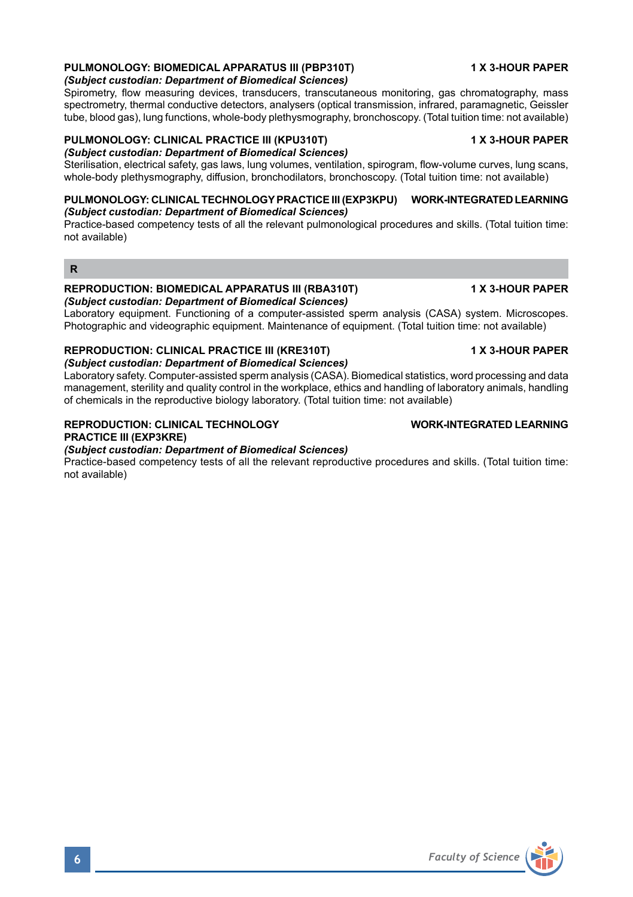**PULMONOLOGY: BIOMEDICAL APPARATUS III (PBP310T)** **1 X 3-HOUR PAPER**
*(Subject custodian: Department of Biomedical Sciences)*
Spirometry, flow measuring devices, transducers, transcutaneous monitoring, gas chromatography, mass spectrometry, thermal conductive detectors, analysers (optical transmission, infrared, paramagnetic, Geissler tube, blood gas), lung functions, whole-body plethysmography, bronchoscopy. (Total tuition time: not available)

**PULMONOLOGY: CLINICAL PRACTICE III (KPU310T)** **1 X 3-HOUR PAPER**
*(Subject custodian: Department of Biomedical Sciences)*
Sterilisation, electrical safety, gas laws, lung volumes, ventilation, spirogram, flow-volume curves, lung scans, whole-body plethysmography, diffusion, bronchodilators, bronchoscopy. (Total tuition time: not available)

**PULMONOLOGY: CLINICAL TECHNOLOGY PRACTICE III (EXP3KPU)** **WORK-INTEGRATED LEARNING**
*(Subject custodian: Department of Biomedical Sciences)*
Practice-based competency tests of all the relevant pulmonological procedures and skills. (Total tuition time: not available)

## R

**REPRODUCTION: BIOMEDICAL APPARATUS III (RBA310T)** **1 X 3-HOUR PAPER**
*(Subject custodian: Department of Biomedical Sciences)*
Laboratory equipment. Functioning of a computer-assisted sperm analysis (CASA) system. Microscopes. Photographic and videographic equipment. Maintenance of equipment. (Total tuition time: not available)

**REPRODUCTION: CLINICAL PRACTICE III (KRE310T)** **1 X 3-HOUR PAPER**
*(Subject custodian: Department of Biomedical Sciences)*
Laboratory safety. Computer-assisted sperm analysis (CASA). Biomedical statistics, word processing and data management, sterility and quality control in the workplace, ethics and handling of laboratory animals, handling of chemicals in the reproductive biology laboratory. (Total tuition time: not available)

**REPRODUCTION: CLINICAL TECHNOLOGY PRACTICE III (EXP3KRE)** **WORK-INTEGRATED LEARNING**
*(Subject custodian: Department of Biomedical Sciences)*
Practice-based competency tests of all the relevant reproductive procedures and skills. (Total tuition time: not available)